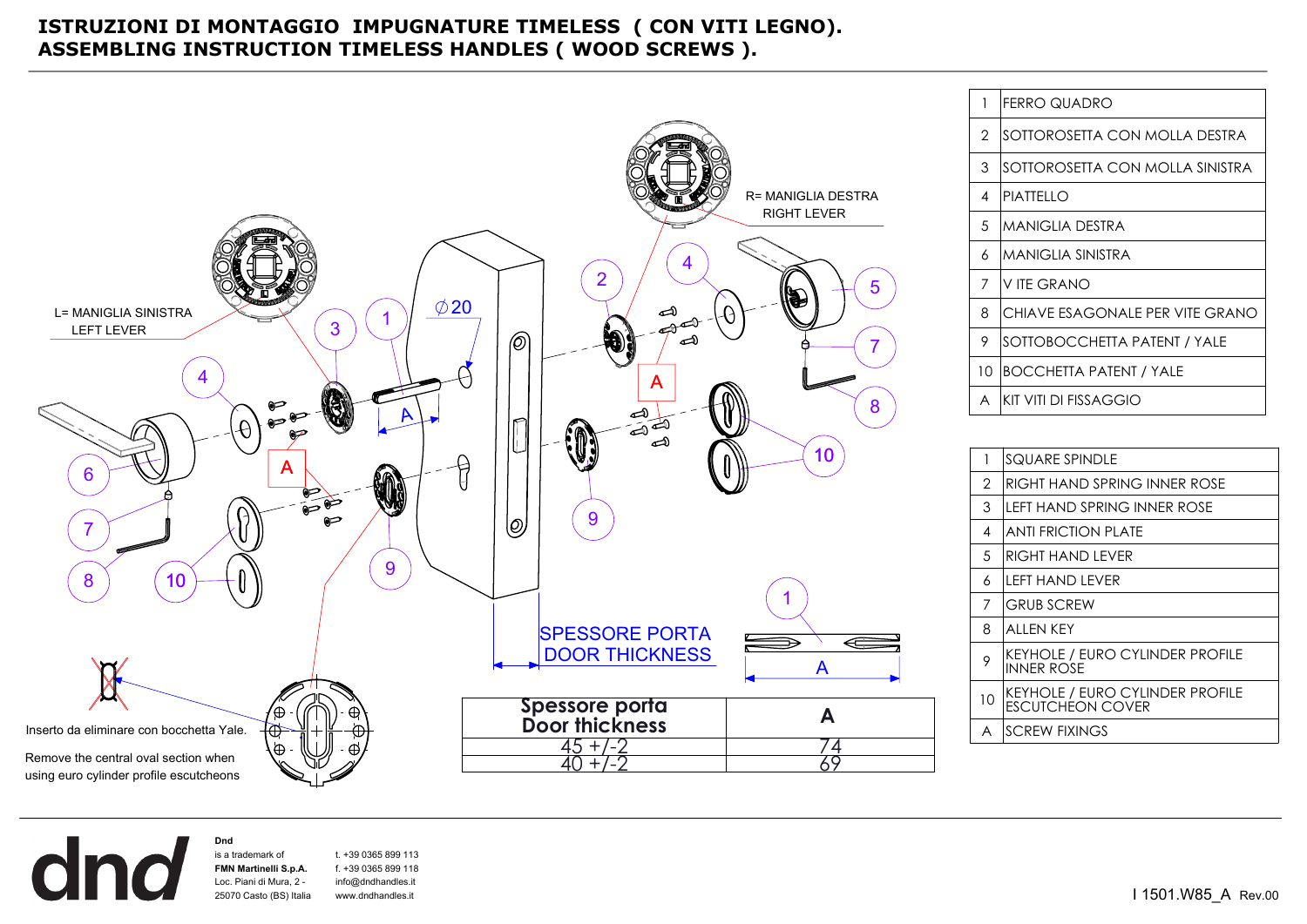# ISTRUZIONI DI MONTAGGIO IMPUGNATURE TIMELESS ( CON VITI LEGNO).
# ASSEMBLING INSTRUCTION TIMELESS HANDLES ( WOOD SCREWS ).

R= MANIGLIA DESTRA
RIGHT LEVER

L= MANIGLIA SINISTRA
LEFT LEVER

∅20

SPESSORE PORTA
DOOR THICKNESS

Inserto da eliminare con bocchetta Yale.

Remove the central oval section when using euro cylinder profile escutcheons

| Spessore porta Door thickness | A |
|---|---|
| 45 +/-2 | 74 |
| 40 +/-2 | 69 |

| | |
|---|---|
| 1 | FERRO QUADRO |
| 2 | SOTTOROSETTA CON MOLLA DESTRA |
| 3 | SOTTOROSETTA CON MOLLA SINISTRA |
| 4 | PIATTELLO |
| 5 | MANIGLIA DESTRA |
| 6 | MANIGLIA SINISTRA |
| 7 | V ITE GRANO |
| 8 | CHIAVE ESAGONALE PER VITE GRANO |
| 9 | SOTTOBOCCHETTA PATENT / YALE |
| 10 | BOCCHETTA PATENT / YALE |
| A | KIT VITI DI FISSAGGIO |

| | |
|---|---|
| 1 | SQUARE SPINDLE |
| 2 | RIGHT HAND SPRING INNER ROSE |
| 3 | LEFT HAND SPRING INNER ROSE |
| 4 | ANTI FRICTION PLATE |
| 5 | RIGHT HAND LEVER |
| 6 | LEFT HAND LEVER |
| 7 | GRUB SCREW |
| 8 | ALLEN KEY |
| 9 | KEYHOLE / EURO CYLINDER PROFILE INNER ROSE |
| 10 | KEYHOLE / EURO CYLINDER PROFILE ESCUTCHEON COVER |
| A | SCREW FIXINGS |

dnd

**Dnd**
is a trademark of
**FMN Martinelli S.p.A.**
Loc. Piani di Mura, 2 -
25070 Casto (BS) Italia

t. +39 0365 899 113
f. +39 0365 899 118
info@dndhandles.it
www.dndhandles.it

I 1501.W85_A Rev.00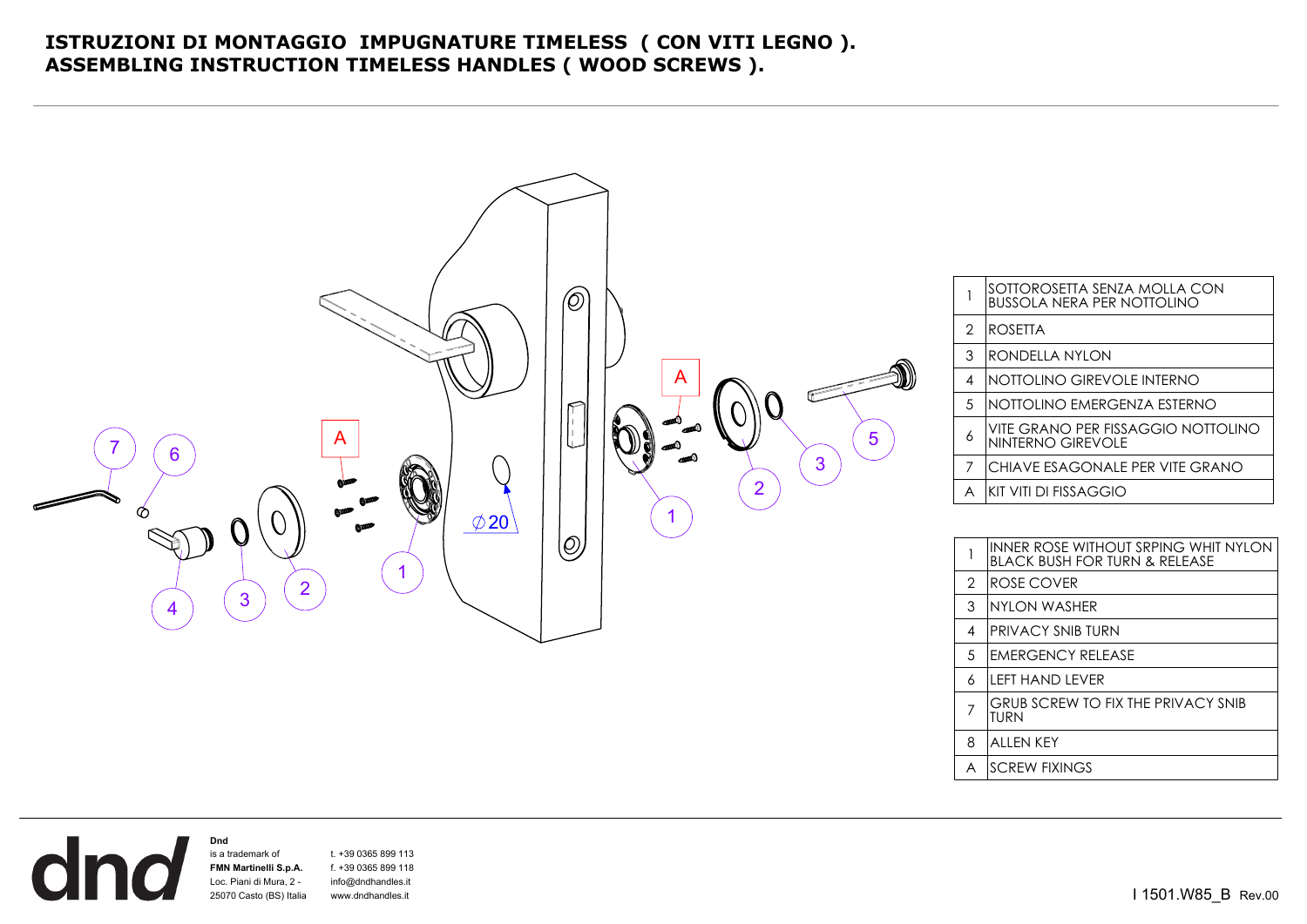# ISTRUZIONI DI MONTAGGIO IMPUGNATURE TIMELESS ( CON VITI LEGNO ).
# ASSEMBLING INSTRUCTION TIMELESS HANDLES ( WOOD SCREWS ).

7
6
A
4
3
2
1
$\varnothing 20$
A
1
2
3
5

| | |
|---|---|
| 1 | SOTTOROSETTA SENZA MOLLA CON BUSSOLA NERA PER NOTTOLINO |
| 2 | ROSETTA |
| 3 | RONDELLA NYLON |
| 4 | NOTTOLINO GIREVOLE INTERNO |
| 5 | NOTTOLINO EMERGENZA ESTERNO |
| 6 | VITE GRANO PER FISSAGGIO NOTTOLINO NINTERNO GIREVOLE |
| 7 | CHIAVE ESAGONALE PER VITE GRANO |
| A | KIT VITI DI FISSAGGIO |

| | |
|---|---|
| 1 | INNER ROSE WITHOUT SRPING WHIT NYLON BLACK BUSH FOR TURN & RELEASE |
| 2 | ROSE COVER |
| 3 | NYLON WASHER |
| 4 | PRIVACY SNIB TURN |
| 5 | EMERGENCY RELEASE |
| 6 | LEFT HAND LEVER |
| 7 | GRUB SCREW TO FIX THE PRIVACY SNIB TURN |
| 8 | ALLEN KEY |
| A | SCREW FIXINGS |

dnd

**Dnd**
is a trademark of
**FMN Martinelli S.p.A.**
Loc. Piani di Mura, 2 -
25070 Casto (BS) Italia

t. +39 0365 899 113
f. +39 0365 899 118
info@dndhandles.it
www.dndhandles.it

I 1501.W85_B Rev.00